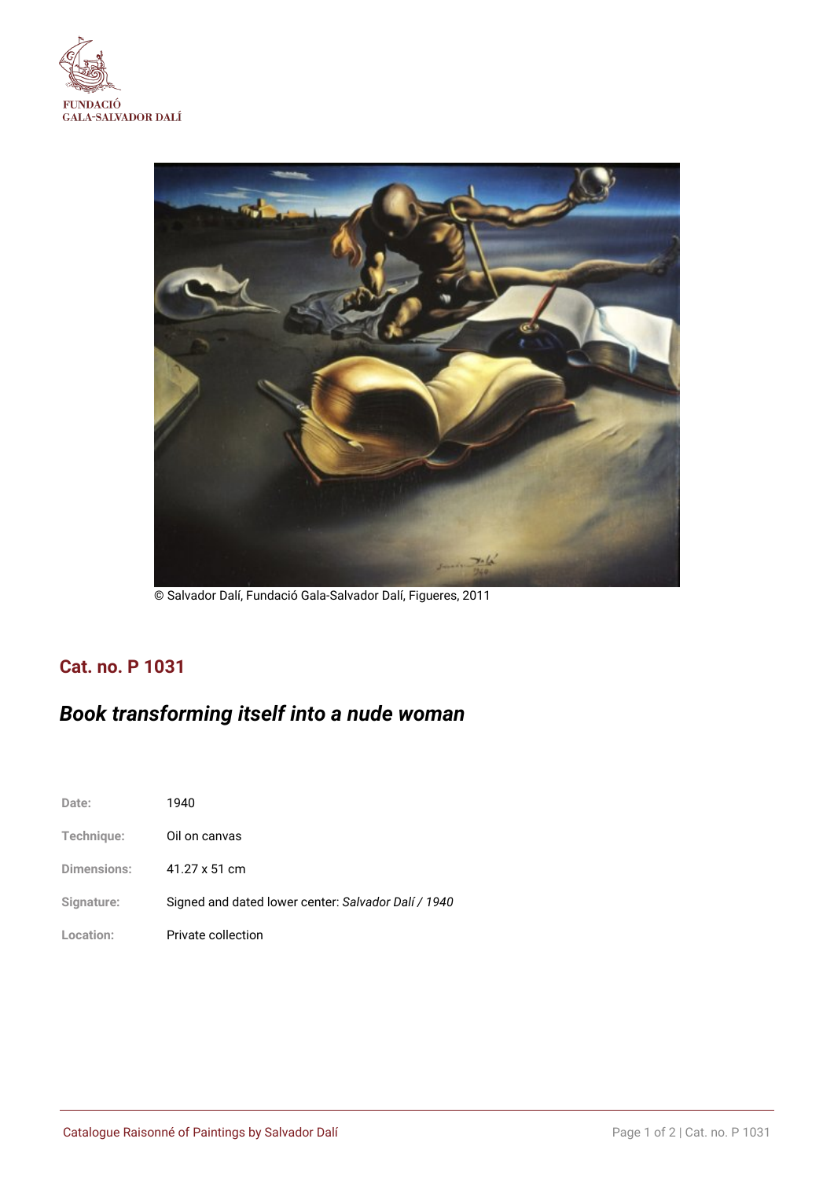FUNDACIÓ
GALA-SALVADOR DALÍ

© Salvador Dalí, Fundació Gala-Salvador Dalí, Figueres, 2011

## Cat. no. P 1031

## *Book transforming itself into a nude woman*

| | |
|---|---|
| Date: | 1940 |
| Technique: | Oil on canvas |
| Dimensions: | 41.27 x 51 cm |
| Signature: | Signed and dated lower center: *Salvador Dalí / 1940* |
| Location: | Private collection |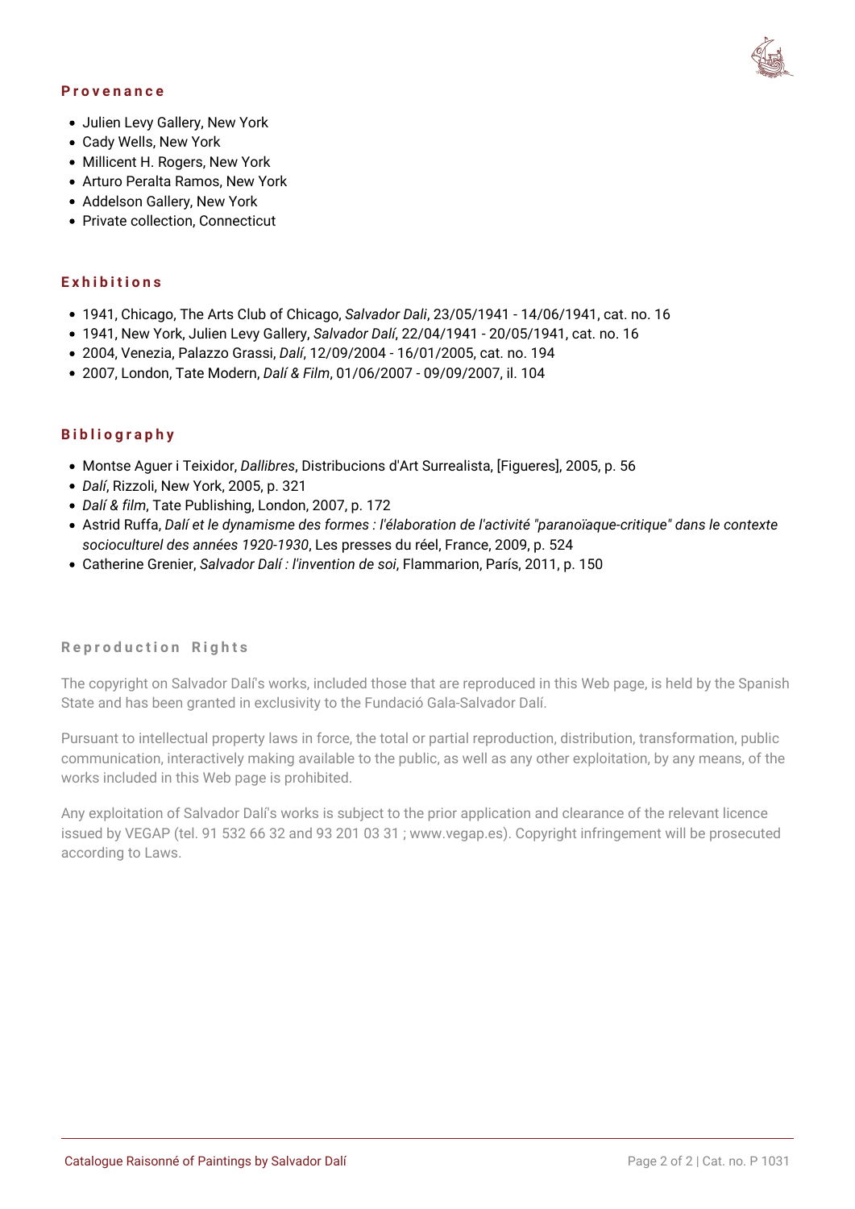## Provenance

- Julien Levy Gallery, New York
- Cady Wells, New York
- Millicent H. Rogers, New York
- Arturo Peralta Ramos, New York
- Addelson Gallery, New York
- Private collection, Connecticut

## Exhibitions

- 1941, Chicago, The Arts Club of Chicago, *Salvador Dali*, 23/05/1941 - 14/06/1941, cat. no. 16
- 1941, New York, Julien Levy Gallery, *Salvador Dalí*, 22/04/1941 - 20/05/1941, cat. no. 16
- 2004, Venezia, Palazzo Grassi, *Dalí*, 12/09/2004 - 16/01/2005, cat. no. 194
- 2007, London, Tate Modern, *Dalí & Film*, 01/06/2007 - 09/09/2007, il. 104

## Bibliography

- Montse Aguer i Teixidor, *Dallibres*, Distribucions d'Art Surrealista, [Figueres], 2005, p. 56
- *Dalí*, Rizzoli, New York, 2005, p. 321
- *Dalí & film*, Tate Publishing, London, 2007, p. 172
- Astrid Ruffa, *Dalí et le dynamisme des formes : l'élaboration de l'activité "paranoïaque-critique" dans le contexte socioculturel des années 1920-1930*, Les presses du réel, France, 2009, p. 524
- Catherine Grenier, *Salvador Dalí : l'invention de soi*, Flammarion, París, 2011, p. 150

## Reproduction Rights

The copyright on Salvador Dalí's works, included those that are reproduced in this Web page, is held by the Spanish State and has been granted in exclusivity to the Fundació Gala-Salvador Dalí.

Pursuant to intellectual property laws in force, the total or partial reproduction, distribution, transformation, public communication, interactively making available to the public, as well as any other exploitation, by any means, of the works included in this Web page is prohibited.

Any exploitation of Salvador Dalí's works is subject to the prior application and clearance of the relevant licence issued by VEGAP (tel. 91 532 66 32 and 93 201 03 31 ; www.vegap.es). Copyright infringement will be prosecuted according to Laws.